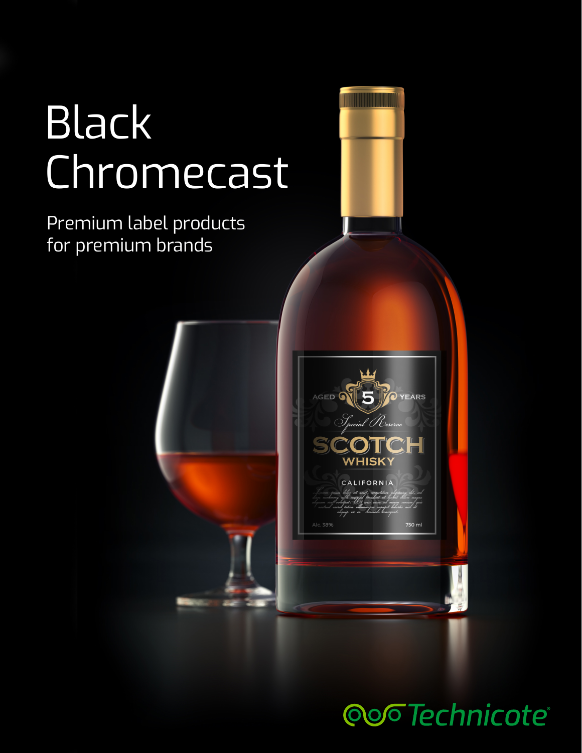# Black Chromecast

Premium label products
for premium brands

Technicote®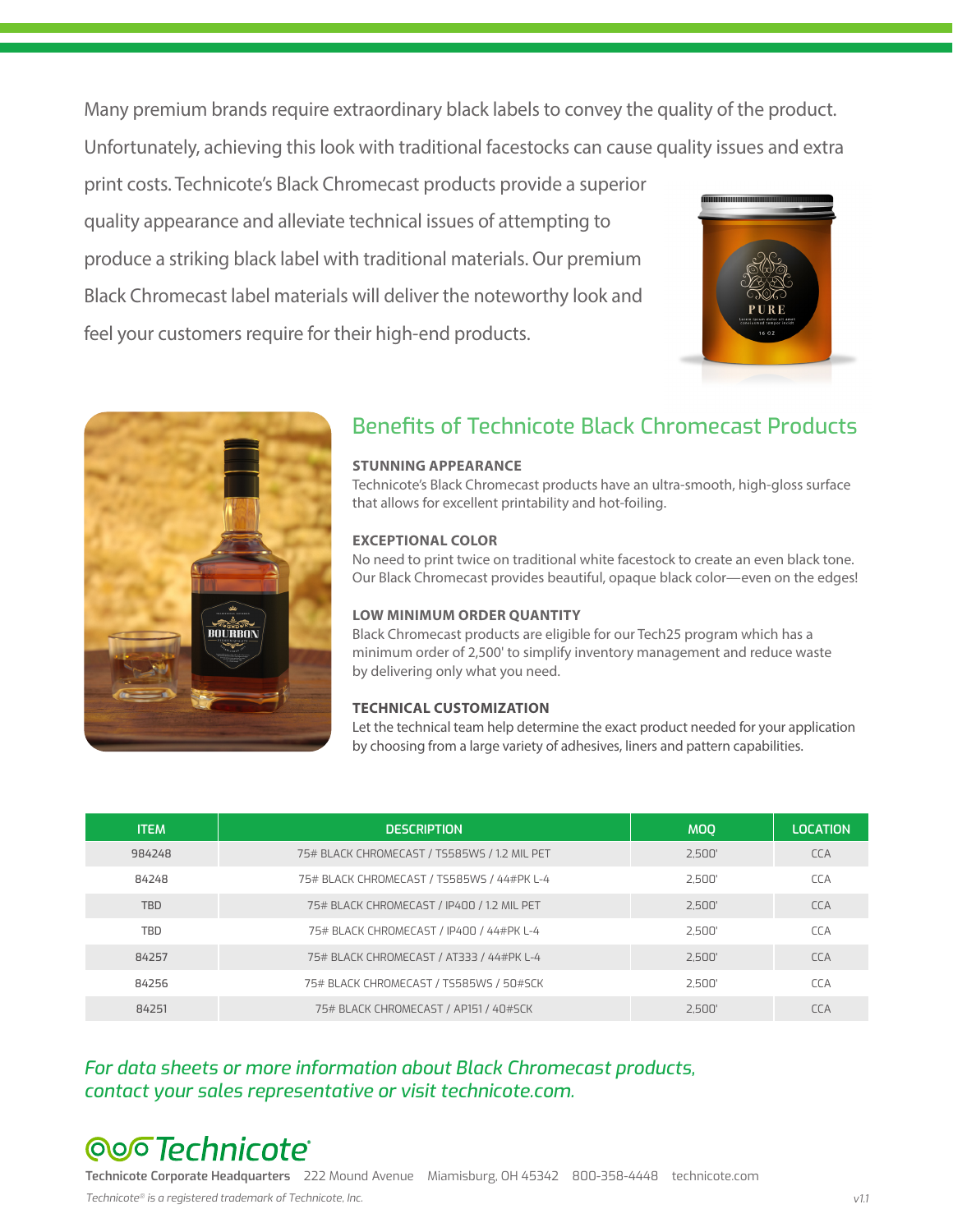Many premium brands require extraordinary black labels to convey the quality of the product. Unfortunately, achieving this look with traditional facestocks can cause quality issues and extra print costs. Technicote's Black Chromecast products provide a superior quality appearance and alleviate technical issues of attempting to produce a striking black label with traditional materials. Our premium Black Chromecast label materials will deliver the noteworthy look and feel your customers require for their high-end products.

## Benefits of Technicote Black Chromecast Products

**STUNNING APPEARANCE**
Technicote's Black Chromecast products have an ultra-smooth, high-gloss surface that allows for excellent printability and hot-foiling.

**EXCEPTIONAL COLOR**
No need to print twice on traditional white facestock to create an even black tone. Our Black Chromecast provides beautiful, opaque black color—even on the edges!

**LOW MINIMUM ORDER QUANTITY**
Black Chromecast products are eligible for our Tech25 program which has a minimum order of 2,500' to simplify inventory management and reduce waste by delivering only what you need.

**TECHNICAL CUSTOMIZATION**
Let the technical team help determine the exact product needed for your application by choosing from a large variety of adhesives, liners and pattern capabilities.

| ITEM | DESCRIPTION | MOQ | LOCATION |
|---|---|---|---|
| 984248 | 75# BLACK CHROMECAST / TS585WS / 1.2 MIL PET | 2,500' | CCA |
| 84248 | 75# BLACK CHROMECAST / TS585WS / 44#PK L-4 | 2,500' | CCA |
| TBD | 75# BLACK CHROMECAST / IP400 / 1.2 MIL PET | 2,500' | CCA |
| TBD | 75# BLACK CHROMECAST / IP400 / 44#PK L-4 | 2,500' | CCA |
| 84257 | 75# BLACK CHROMECAST / AT333 / 44#PK L-4 | 2,500' | CCA |
| 84256 | 75# BLACK CHROMECAST / TS585WS / 50#SCK | 2,500' | CCA |
| 84251 | 75# BLACK CHROMECAST / AP151 / 40#SCK | 2,500' | CCA |

*For data sheets or more information about Black Chromecast products, contact your sales representative or visit technicote.com.*

Technicote®

**Technicote Corporate Headquarters** 222 Mound Avenue Miamisburg, OH 45342 800-358-4448 technicote.com

*Technicote® is a registered trademark of Technicote, Inc.*

*v1.1*